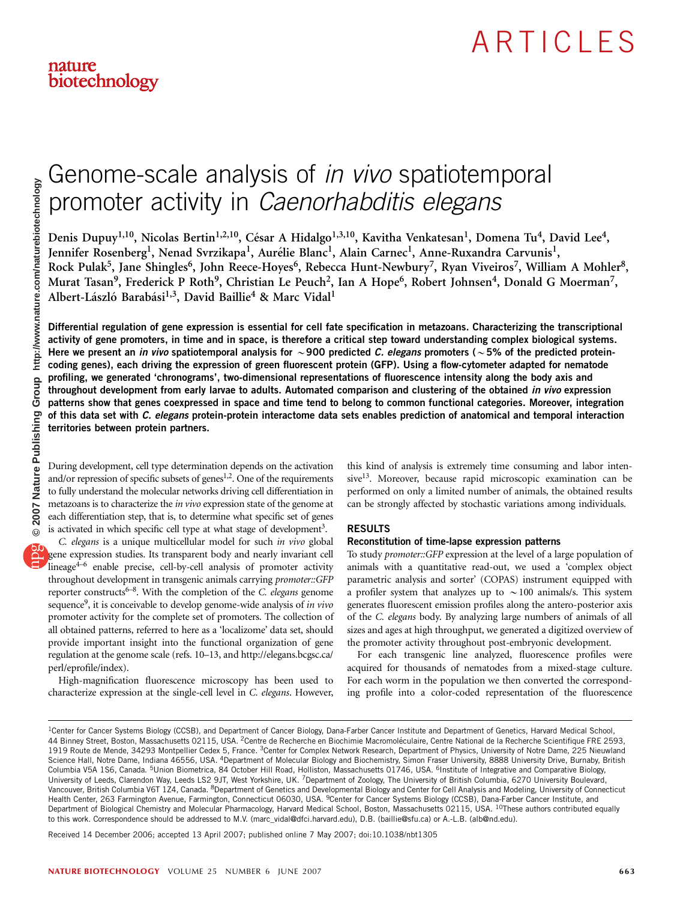# Genome-scale analysis of *in vivo* spatiotemporal promoter activity in *Caenorhabditis elegans*

Denis Dupuy[1,10], Nicolas Bertin[1,2,10], César A Hidalgo[1,3,10], Kavitha Venkatesan[1], Domena Tu[4], David Lee[4], Jennifer Rosenberg[1], Nenad Svrzikapa[1], Aurélie Blanc[1], Alain Carnec[1], Anne-Ruxandra Carvunis[1], Rock Pulak[5], Jane Shingles[6], John Reece-Hoyes[6], Rebecca Hunt-Newbury[7], Ryan Viveiros[7], William A Mohler[8], Murat Tasan[9], Frederick P Roth[9], Christian Le Peuch[2], Ian A Hope[6], Robert Johnsen[4], Donald G Moerman[7], Albert-László Barabási[1,3], David Baillie[4] & Marc Vidal[1]

**Differential regulation of gene expression is essential for cell fate specification in metazoans. Characterizing the transcriptional activity of gene promoters, in time and in space, is therefore a critical step toward understanding complex biological systems. Here we present an *in vivo* spatiotemporal analysis for ~900 predicted *C. elegans* promoters (~5% of the predicted protein-coding genes), each driving the expression of green fluorescent protein (GFP). Using a flow-cytometer adapted for nematode profiling, we generated 'chronograms', two-dimensional representations of fluorescence intensity along the body axis and throughout development from early larvae to adults. Automated comparison and clustering of the obtained *in vivo* expression patterns show that genes coexpressed in space and time tend to belong to common functional categories. Moreover, integration of this data set with *C. elegans* protein-protein interactome data sets enables prediction of anatomical and temporal interaction territories between protein partners.**

During development, cell type determination depends on the activation and/or repression of specific subsets of genes[1,2]. One of the requirements to fully understand the molecular networks driving cell differentiation in metazoans is to characterize the *in vivo* expression state of the genome at each differentiation step, that is, to determine what specific set of genes is activated in which specific cell type at what stage of development[3].

*C. elegans* is a unique multicellular model for such *in vivo* global gene expression studies. Its transparent body and nearly invariant cell lineage[4–6] enable precise, cell-by-cell analysis of promoter activity throughout development in transgenic animals carrying *promoter::GFP* reporter constructs[6–8]. With the completion of the *C. elegans* genome sequence[9], it is conceivable to develop genome-wide analysis of *in vivo* promoter activity for the complete set of promoters. The collection of all obtained patterns, referred to here as a 'localizome' data set, should provide important insight into the functional organization of gene regulation at the genome scale (refs. 10–13, and http://elegans.bcgsc.ca/perl/eprofile/index).

High-magnification fluorescence microscopy has been used to characterize expression at the single-cell level in *C. elegans*. However, this kind of analysis is extremely time consuming and labor intensive[13]. Moreover, because rapid microscopic examination can be performed on only a limited number of animals, the obtained results can be strongly affected by stochastic variations among individuals.

## RESULTS

### Reconstitution of time-lapse expression patterns

To study *promoter::GFP* expression at the level of a large population of animals with a quantitative read-out, we used a 'complex object parametric analysis and sorter' (COPAS) instrument equipped with a profiler system that analyzes up to ~100 animals/s. This system generates fluorescent emission profiles along the antero-posterior axis of the *C. elegans* body. By analyzing large numbers of animals of all sizes and ages at high throughput, we generated a digitized overview of the promoter activity throughout post-embryonic development.

For each transgenic line analyzed, fluorescence profiles were acquired for thousands of nematodes from a mixed-stage culture. For each worm in the population we then converted the corresponding profile into a color-coded representation of the fluorescence

[1]Center for Cancer Systems Biology (CCSB), and Department of Cancer Biology, Dana-Farber Cancer Institute and Department of Genetics, Harvard Medical School, 44 Binney Street, Boston, Massachusetts 02115, USA. [2]Centre de Recherche en Biochimie Macromoléculaire, Centre National de la Recherche Scientifique FRE 2593, 1919 Route de Mende, 34293 Montpellier Cedex 5, France. [3]Center for Complex Network Research, Department of Physics, University of Notre Dame, 225 Nieuwland Science Hall, Notre Dame, Indiana 46556, USA. [4]Department of Molecular Biology and Biochemistry, Simon Fraser University, 8888 University Drive, Burnaby, British Columbia V5A 1S6, Canada. [5]Union Biometrica, 84 October Hill Road, Holliston, Massachusetts 01746, USA. [6]Institute of Integrative and Comparative Biology, University of Leeds, Clarendon Way, Leeds LS2 9JT, West Yorkshire, UK. [7]Department of Zoology, The University of British Columbia, 6270 University Boulevard, Vancouver, British Columbia V6T 1Z4, Canada. [8]Department of Genetics and Developmental Biology and Center for Cell Analysis and Modeling, University of Connecticut Health Center, 263 Farmington Avenue, Farmington, Connecticut 06030, USA. [9]Center for Cancer Systems Biology (CCSB), Dana-Farber Cancer Institute, and Department of Biological Chemistry and Molecular Pharmacology, Harvard Medical School, Boston, Massachusetts 02115, USA. [10]These authors contributed equally to this work. Correspondence should be addressed to M.V. (marc_vidal@dfci.harvard.edu), D.B. (baillie@sfu.ca) or A.-L.B. (alb@nd.edu).

Received 14 December 2006; accepted 13 April 2007; published online 7 May 2007; doi:10.1038/nbt1305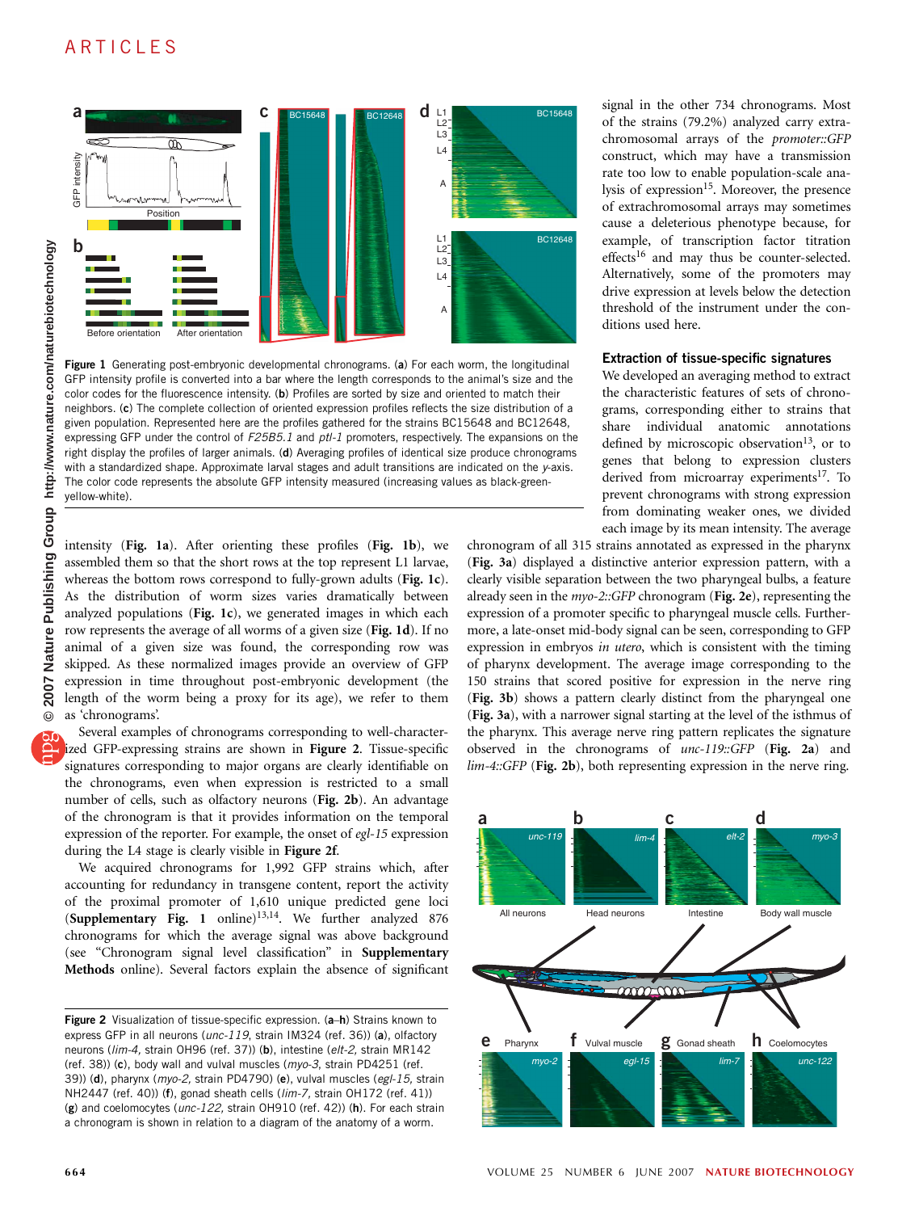Figure 1 Generating post-embryonic developmental chronograms. (**a**) For each worm, the longitudinal GFP intensity profile is converted into a bar where the length corresponds to the animal's size and the color codes for the fluorescence intensity. (**b**) Profiles are sorted by size and oriented to match their neighbors. (**c**) The complete collection of oriented expression profiles reflects the size distribution of a given population. Represented here are the profiles gathered for the strains BC15648 and BC12648, expressing GFP under the control of *F25B5.1* and *ptl-1* promoters, respectively. The expansions on the right display the profiles of larger animals. (**d**) Averaging profiles of identical size produce chronograms with a standardized shape. Approximate larval stages and adult transitions are indicated on the *y*-axis. The color code represents the absolute GFP intensity measured (increasing values as black-green-yellow-white).

intensity (**Fig. 1a**). After orienting these profiles (**Fig. 1b**), we assembled them so that the short rows at the top represent L1 larvae, whereas the bottom rows correspond to fully-grown adults (**Fig. 1c**). As the distribution of worm sizes varies dramatically between analyzed populations (**Fig. 1c**), we generated images in which each row represents the average of all worms of a given size (**Fig. 1d**). If no animal of a given size was found, the corresponding row was skipped. As these normalized images provide an overview of GFP expression in time throughout post-embryonic development (the length of the worm being a proxy for its age), we refer to them as 'chronograms'.

Several examples of chronograms corresponding to well-characterized GFP-expressing strains are shown in **Figure 2**. Tissue-specific signatures corresponding to major organs are clearly identifiable on the chronograms, even when expression is restricted to a small number of cells, such as olfactory neurons (**Fig. 2b**). An advantage of the chronogram is that it provides information on the temporal expression of the reporter. For example, the onset of *egl-15* expression during the L4 stage is clearly visible in **Figure 2f**.

We acquired chronograms for 1,992 GFP strains which, after accounting for redundancy in transgene content, report the activity of the proximal promoter of 1,610 unique predicted gene loci (**Supplementary Fig. 1** online)[13,14]. We further analyzed 876 chronograms for which the average signal was above background (see "Chronogram signal level classification" in **Supplementary Methods** online). Several factors explain the absence of significant signal in the other 734 chronograms. Most of the strains (79.2%) analyzed carry extra-chromosomal arrays of the *promoter::GFP* construct, which may have a transmission rate too low to enable population-scale analysis of expression[15]. Moreover, the presence of extrachromosomal arrays may sometimes cause a deleterious phenotype because, for example, of transcription factor titration effects[16] and may thus be counter-selected. Alternatively, some of the promoters may drive expression at levels below the detection threshold of the instrument under the conditions used here.

### Extraction of tissue-specific signatures

We developed an averaging method to extract the characteristic features of sets of chronograms, corresponding either to strains that share individual anatomic annotations defined by microscopic observation[13], or to genes that belong to expression clusters derived from microarray experiments[17]. To prevent chronograms with strong expression from dominating weaker ones, we divided each image by its mean intensity. The average chronogram of all 315 strains annotated as expressed in the pharynx (**Fig. 3a**) displayed a distinctive anterior expression pattern, with a clearly visible separation between the two pharyngeal bulbs, a feature already seen in the *myo-2::GFP* chronogram (**Fig. 2e**), representing the expression of a promoter specific to pharyngeal muscle cells. Furthermore, a late-onset mid-body signal can be seen, corresponding to GFP expression in embryos *in utero*, which is consistent with the timing of pharynx development. The average image corresponding to the 150 strains that scored positive for expression in the nerve ring (**Fig. 3b**) shows a pattern clearly distinct from the pharyngeal one (**Fig. 3a**), with a narrower signal starting at the level of the isthmus of the pharynx. This average nerve ring pattern replicates the signature observed in the chronograms of *unc-119::GFP* (**Fig. 2a**) and *lim-4::GFP* (**Fig. 2b**), both representing expression in the nerve ring.

Figure 2 Visualization of tissue-specific expression. (**a**–**h**) Strains known to express GFP in all neurons (*unc-119*, strain IM324 (ref. 36)) (**a**), olfactory neurons (*lim-4*, strain OH96 (ref. 37)) (**b**), intestine (*elt-2*, strain MR142 (ref. 38)) (**c**), body wall and vulval muscles (*myo-3*, strain PD4251 (ref. 39)) (**d**), pharynx (*myo-2*, strain PD4790) (**e**), vulval muscles (*egl-15*, strain NH2447 (ref. 40)) (**f**), gonad sheath cells (*lim-7*, strain OH172 (ref. 41)) (**g**) and coelomocytes (*unc-122*, strain OH910 (ref. 42)) (**h**). For each strain a chronogram is shown in relation to a diagram of the anatomy of a worm.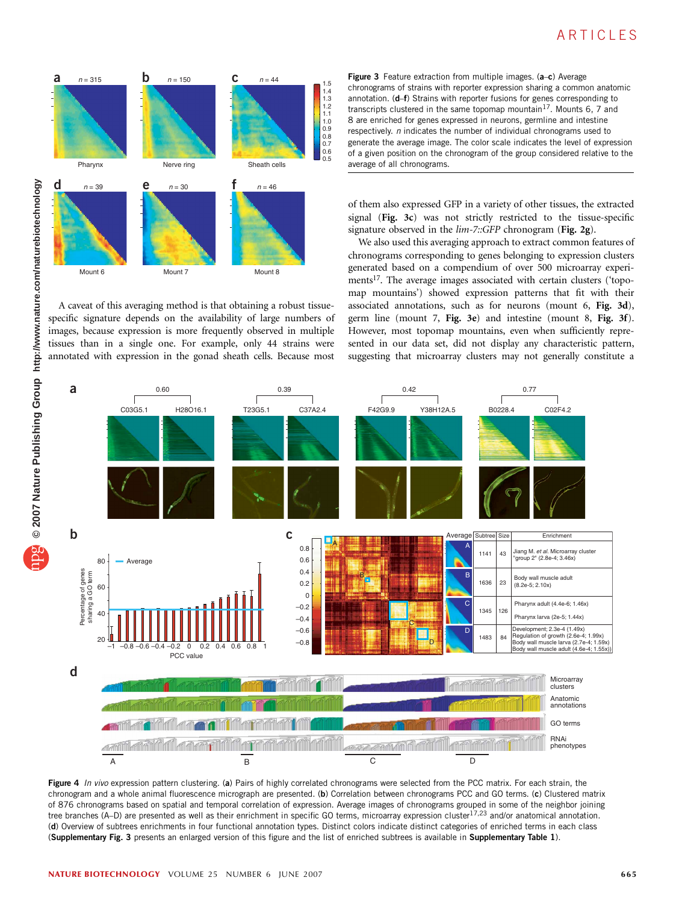**Figure 3** Feature extraction from multiple images. (**a**–**c**) Average chronograms of strains with reporter expression sharing a common anatomic annotation. (**d**–**f**) Strains with reporter fusions for genes corresponding to transcripts clustered in the same topomap mountain[17]. Mounts 6, 7 and 8 are enriched for genes expressed in neurons, germline and intestine respectively. *n* indicates the number of individual chronograms used to generate the average image. The color scale indicates the level of expression of a given position on the chronogram of the group considered relative to the average of all chronograms.

A caveat of this averaging method is that obtaining a robust tissue-specific signature depends on the availability of large numbers of images, because expression is more frequently observed in multiple tissues than in a single one. For example, only 44 strains were annotated with expression in the gonad sheath cells. Because most of them also expressed GFP in a variety of other tissues, the extracted signal (**Fig. 3c**) was not strictly restricted to the tissue-specific signature observed in the *lim-7::GFP* chronogram (**Fig. 2g**).

We also used this averaging approach to extract common features of chronograms corresponding to genes belonging to expression clusters generated based on a compendium of over 500 microarray experiments[17]. The average images associated with certain clusters ('topomap mountains') showed expression patterns that fit with their associated annotations, such as for neurons (mount 6, **Fig. 3d**), germ line (mount 7, **Fig. 3e**) and intestine (mount 8, **Fig. 3f**). However, most topomap mountains, even when sufficiently represented in our data set, did not display any characteristic pattern, suggesting that microarray clusters may not generally constitute a

| Average | Subtree | Size | Enrichment |
|---|---|---|---|
| A | 1141 | 43 | Jiang M. *et al.* Microarray cluster "group 2" (2.8e-4; 3.46x) |
| B | 1636 | 23 | Body wall muscle adult (8.2e-5; 2.10x) |
| C | 1345 | 126 | Pharynx adult (4.4e-6; 1.46x)<br>Pharynx larva (2e-5; 1.44x) |
| D | 1483 | 84 | Development; 2.3e-4 (1.49x)<br>Regulation of growth (2.6e-4; 1.99x)<br>Body wall muscle larva (2.7e-4; 1.59x)<br>Body wall muscle adult (4.6e-4; 1.55x)) |

**Figure 4** *In vivo* expression pattern clustering. (**a**) Pairs of highly correlated chronograms were selected from the PCC matrix. For each strain, the chronogram and a whole animal fluorescence micrograph are presented. (**b**) Correlation between chronograms PCC and GO terms. (**c**) Clustered matrix of 876 chronograms based on spatial and temporal correlation of expression. Average images of chronograms grouped in some of the neighbor joining tree branches (A–D) are presented as well as their enrichment in specific GO terms, microarray expression cluster[17,23] and/or anatomical annotation. (**d**) Overview of subtrees enrichments in four functional annotation types. Distinct colors indicate distinct categories of enriched terms in each class (**Supplementary Fig. 3** presents an enlarged version of this figure and the list of enriched subtrees is available in **Supplementary Table 1**).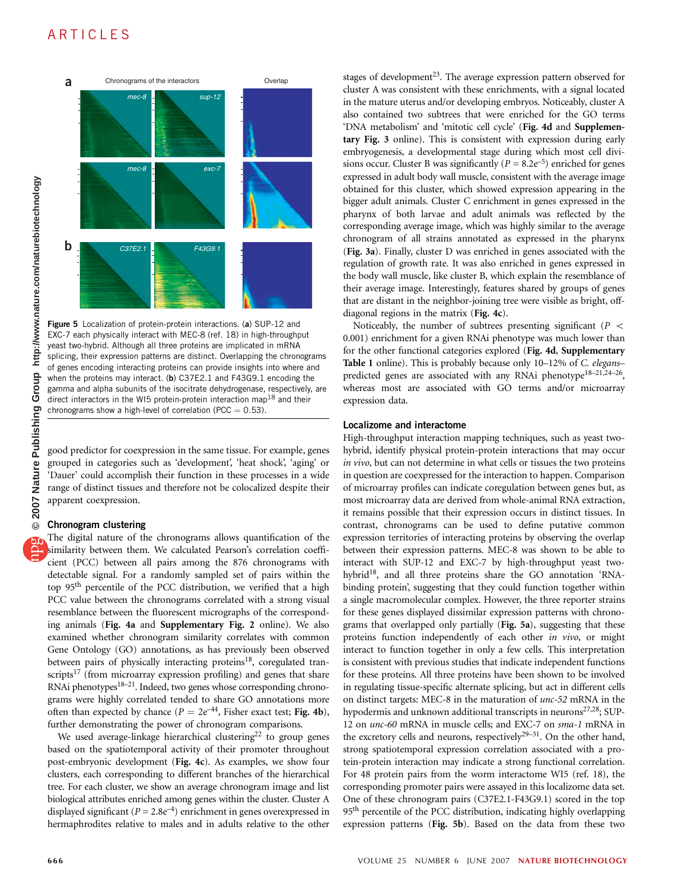Figure 5 Localization of protein-protein interactions. (**a**) SUP-12 and EXC-7 each physically interact with MEC-8 (ref. 18) in high-throughput yeast two-hybrid. Although all three proteins are implicated in mRNA splicing, their expression patterns are distinct. Overlapping the chronograms of genes encoding interacting proteins can provide insights into where and when the proteins may interact. (**b**) C37E2.1 and F43G9.1 encoding the gamma and alpha subunits of the isocitrate dehydrogenase, respectively, are direct interactors in the WI5 protein-protein interaction map[18] and their chronograms show a high-level of correlation (PCC = 0.53).

good predictor for coexpression in the same tissue. For example, genes grouped in categories such as 'development', 'heat shock', 'aging' or 'Dauer' could accomplish their function in these processes in a wide range of distinct tissues and therefore not be colocalized despite their apparent coexpression.

## Chronogram clustering

The digital nature of the chronograms allows quantification of the similarity between them. We calculated Pearson's correlation coefficient (PCC) between all pairs among the 876 chronograms with detectable signal. For a randomly sampled set of pairs within the top 95[th] percentile of the PCC distribution, we verified that a high PCC value between the chronograms correlated with a strong visual resemblance between the fluorescent micrographs of the corresponding animals (**Fig. 4a** and **Supplementary Fig. 2** online). We also examined whether chronogram similarity correlates with common Gene Ontology (GO) annotations, as has previously been observed between pairs of physically interacting proteins[18], coregulated transcripts[17] (from microarray expression profiling) and genes that share RNAi phenotypes[18–21]. Indeed, two genes whose corresponding chronograms were highly correlated tended to share GO annotations more often than expected by chance ($P = 2e^{-44}$, Fisher exact test; **Fig. 4b**), further demonstrating the power of chronogram comparisons.

We used average-linkage hierarchical clustering[22] to group genes based on the spatiotemporal activity of their promoter throughout post-embryonic development (**Fig. 4c**). As examples, we show four clusters, each corresponding to different branches of the hierarchical tree. For each cluster, we show an average chronogram image and list biological attributes enriched among genes within the cluster. Cluster A displayed significant ($P = 2.8e^{-4}$) enrichment in genes overexpressed in hermaphrodites relative to males and in adults relative to the other stages of development[23]. The average expression pattern observed for cluster A was consistent with these enrichments, with a signal located in the mature uterus and/or developing embryos. Noticeably, cluster A also contained two subtrees that were enriched for the GO terms 'DNA metabolism' and 'mitotic cell cycle' (**Fig. 4d** and **Supplementary Fig. 3** online). This is consistent with expression during early embryogenesis, a developmental stage during which most cell divisions occur. Cluster B was significantly ($P = 8.2e^{-5}$) enriched for genes expressed in adult body wall muscle, consistent with the average image obtained for this cluster, which showed expression appearing in the bigger adult animals. Cluster C enrichment in genes expressed in the pharynx of both larvae and adult animals was reflected by the corresponding average image, which was highly similar to the average chronogram of all strains annotated as expressed in the pharynx (**Fig. 3a**). Finally, cluster D was enriched in genes associated with the regulation of growth rate. It was also enriched in genes expressed in the body wall muscle, like cluster B, which explain the resemblance of their average image. Interestingly, features shared by groups of genes that are distant in the neighbor-joining tree were visible as bright, off-diagonal regions in the matrix (**Fig. 4c**).

Noticeably, the number of subtrees presenting significant ($P < 0.001$) enrichment for a given RNAi phenotype was much lower than for the other functional categories explored (**Fig. 4d**, **Supplementary Table 1** online). This is probably because only 10–12% of *C. elegans*–predicted genes are associated with any RNAi phenotype[18–21,24–26], whereas most are associated with GO terms and/or microarray expression data.

## Localizome and interactome

High-throughput interaction mapping techniques, such as yeast two-hybrid, identify physical protein-protein interactions that may occur *in vivo*, but can not determine in what cells or tissues the two proteins in question are coexpressed for the interaction to happen. Comparison of microarray profiles can indicate coregulation between genes but, as most microarray data are derived from whole-animal RNA extraction, it remains possible that their expression occurs in distinct tissues. In contrast, chronograms can be used to define putative common expression territories of interacting proteins by observing the overlap between their expression patterns. MEC-8 was shown to be able to interact with SUP-12 and EXC-7 by high-throughput yeast two-hybrid[18], and all three proteins share the GO annotation 'RNA-binding protein', suggesting that they could function together within a single macromolecular complex. However, the three reporter strains for these genes displayed dissimilar expression patterns with chronograms that overlapped only partially (**Fig. 5a**), suggesting that these proteins function independently of each other *in vivo*, or might interact to function together in only a few cells. This interpretation is consistent with previous studies that indicate independent functions for these proteins. All three proteins have been shown to be involved in regulating tissue-specific alternate splicing, but act in different cells on distinct targets: MEC-8 in the maturation of *unc-52* mRNA in the hypodermis and unknown additional transcripts in neurons[27,28]; SUP-12 on *unc-60* mRNA in muscle cells; and EXC-7 on *sma-1* mRNA in the excretory cells and neurons, respectively[29–31]. On the other hand, strong spatiotemporal expression correlation associated with a protein-protein interaction may indicate a strong functional correlation. For 48 protein pairs from the worm interactome WI5 (ref. 18), the corresponding promoter pairs were assayed in this localizome data set. One of these chronogram pairs (C37E2.1-F43G9.1) scored in the top 95[th] percentile of the PCC distribution, indicating highly overlapping expression patterns (**Fig. 5b**). Based on the data from these two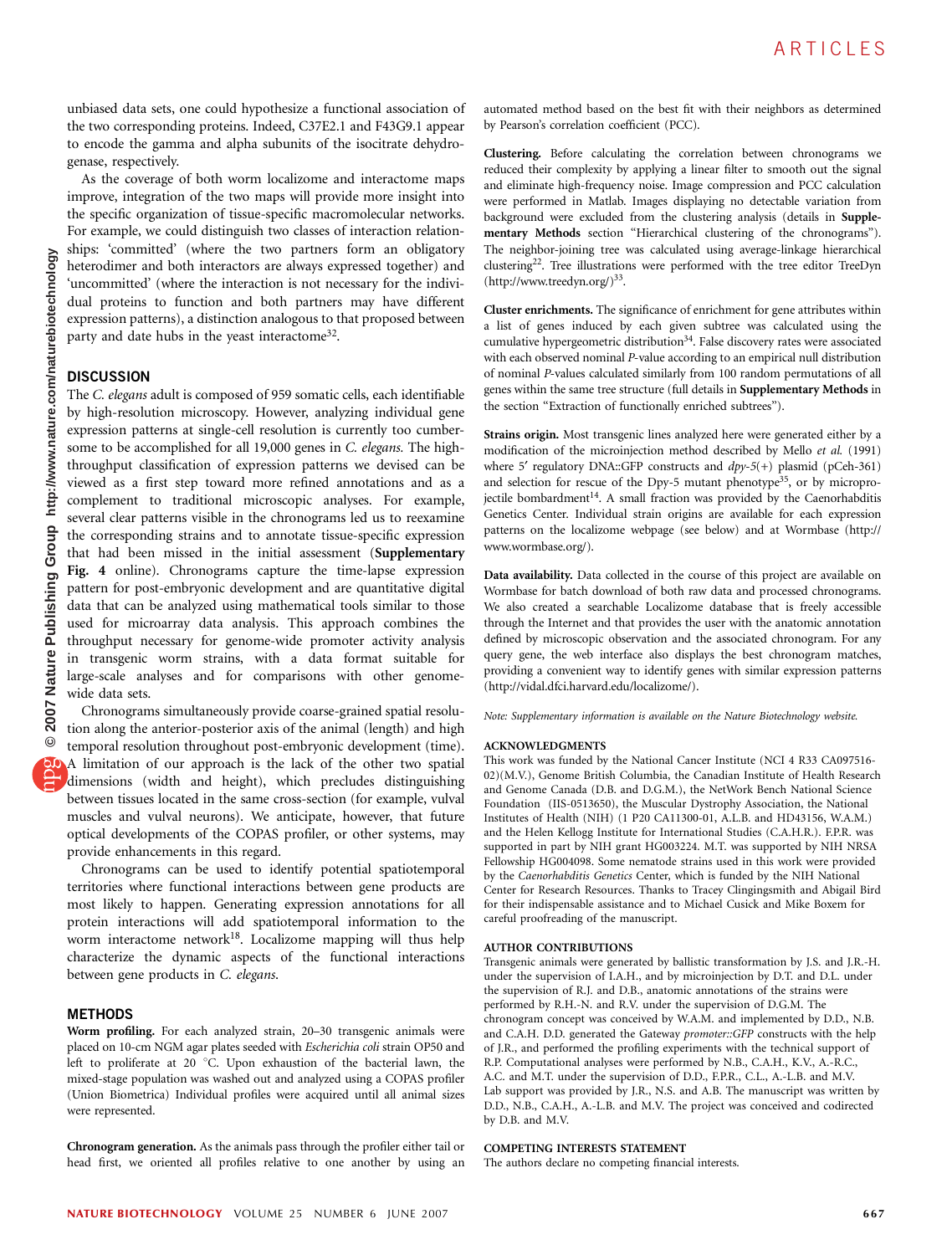unbiased data sets, one could hypothesize a functional association of the two corresponding proteins. Indeed, C37E2.1 and F43G9.1 appear to encode the gamma and alpha subunits of the isocitrate dehydrogenase, respectively.

As the coverage of both worm localizome and interactome maps improve, integration of the two maps will provide more insight into the specific organization of tissue-specific macromolecular networks. For example, we could distinguish two classes of interaction relationships: 'committed' (where the two partners form an obligatory heterodimer and both interactors are always expressed together) and 'uncommitted' (where the interaction is not necessary for the individual proteins to function and both partners may have different expression patterns), a distinction analogous to that proposed between party and date hubs in the yeast interactome[32].

## DISCUSSION

The *C. elegans* adult is composed of 959 somatic cells, each identifiable by high-resolution microscopy. However, analyzing individual gene expression patterns at single-cell resolution is currently too cumbersome to be accomplished for all 19,000 genes in *C. elegans*. The high-throughput classification of expression patterns we devised can be viewed as a first step toward more refined annotations and as a complement to traditional microscopic analyses. For example, several clear patterns visible in the chronograms led us to reexamine the corresponding strains and to annotate tissue-specific expression that had been missed in the initial assessment (**Supplementary Fig. 4** online). Chronograms capture the time-lapse expression pattern for post-embryonic development and are quantitative digital data that can be analyzed using mathematical tools similar to those used for microarray data analysis. This approach combines the throughput necessary for genome-wide promoter activity analysis in transgenic worm strains, with a data format suitable for large-scale analyses and for comparisons with other genome-wide data sets.

Chronograms simultaneously provide coarse-grained spatial resolution along the anterior-posterior axis of the animal (length) and high temporal resolution throughout post-embryonic development (time). A limitation of our approach is the lack of the other two spatial dimensions (width and height), which precludes distinguishing between tissues located in the same cross-section (for example, vulval muscles and vulval neurons). We anticipate, however, that future optical developments of the COPAS profiler, or other systems, may provide enhancements in this regard.

Chronograms can be used to identify potential spatiotemporal territories where functional interactions between gene products are most likely to happen. Generating expression annotations for all protein interactions will add spatiotemporal information to the worm interactome network[18]. Localizome mapping will thus help characterize the dynamic aspects of the functional interactions between gene products in *C. elegans*.

## METHODS

**Worm profiling.** For each analyzed strain, 20–30 transgenic animals were placed on 10-cm NGM agar plates seeded with *Escherichia coli* strain OP50 and left to proliferate at 20 °C. Upon exhaustion of the bacterial lawn, the mixed-stage population was washed out and analyzed using a COPAS profiler (Union Biometrica) Individual profiles were acquired until all animal sizes were represented.

**Chronogram generation.** As the animals pass through the profiler either tail or head first, we oriented all profiles relative to one another by using an automated method based on the best fit with their neighbors as determined by Pearson's correlation coefficient (PCC).

**Clustering.** Before calculating the correlation between chronograms we reduced their complexity by applying a linear filter to smooth out the signal and eliminate high-frequency noise. Image compression and PCC calculation were performed in Matlab. Images displaying no detectable variation from background were excluded from the clustering analysis (details in **Supplementary Methods** section "Hierarchical clustering of the chronograms"). The neighbor-joining tree was calculated using average-linkage hierarchical clustering[22]. Tree illustrations were performed with the tree editor TreeDyn (http://www.treedyn.org/)[33].

**Cluster enrichments.** The significance of enrichment for gene attributes within a list of genes induced by each given subtree was calculated using the cumulative hypergeometric distribution[34]. False discovery rates were associated with each observed nominal *P*-value according to an empirical null distribution of nominal *P*-values calculated similarly from 100 random permutations of all genes within the same tree structure (full details in **Supplementary Methods** in the section "Extraction of functionally enriched subtrees").

**Strains origin.** Most transgenic lines analyzed here were generated either by a modification of the microinjection method described by Mello *et al.* (1991) where 5′ regulatory DNA::GFP constructs and *dpy-5*(+) plasmid (pCeh-361) and selection for rescue of the Dpy-5 mutant phenotype[35], or by microprojectile bombardment[14]. A small fraction was provided by the Caenorhabditis Genetics Center. Individual strain origins are available for each expression patterns on the localizome webpage (see below) and at Wormbase (http://www.wormbase.org/).

**Data availability.** Data collected in the course of this project are available on Wormbase for batch download of both raw data and processed chronograms. We also created a searchable Localizome database that is freely accessible through the Internet and that provides the user with the anatomic annotation defined by microscopic observation and the associated chronogram. For any query gene, the web interface also displays the best chronogram matches, providing a convenient way to identify genes with similar expression patterns (http://vidal.dfci.harvard.edu/localizome/).

*Note: Supplementary information is available on the Nature Biotechnology website.*

### ACKNOWLEDGMENTS

This work was funded by the National Cancer Institute (NCI 4 R33 CA097516-02)(M.V.), Genome British Columbia, the Canadian Institute of Health Research and Genome Canada (D.B. and D.G.M.), the NetWork Bench National Science Foundation (IIS-0513650), the Muscular Dystrophy Association, the National Institutes of Health (NIH) (1 P20 CA11300-01, A.L.B. and HD43156, W.A.M.) and the Helen Kellogg Institute for International Studies (C.A.H.R.). F.P.R. was supported in part by NIH grant HG003224. M.T. was supported by NIH NRSA Fellowship HG004098. Some nematode strains used in this work were provided by the *Caenorhabditis Genetics* Center, which is funded by the NIH National Center for Research Resources. Thanks to Tracey Clingingsmith and Abigail Bird for their indispensable assistance and to Michael Cusick and Mike Boxem for careful proofreading of the manuscript.

### AUTHOR CONTRIBUTIONS

Transgenic animals were generated by ballistic transformation by J.S. and J.R.-H. under the supervision of I.A.H., and by microinjection by D.T. and D.L. under the supervision of R.J. and D.B., anatomic annotations of the strains were performed by R.H.-N. and R.V. under the supervision of D.G.M. The chronogram concept was conceived by W.A.M. and implemented by D.D., N.B. and C.A.H. D.D. generated the Gateway *promoter::GFP* constructs with the help of J.R., and performed the profiling experiments with the technical support of R.P. Computational analyses were performed by N.B., C.A.H., K.V., A.-R.C., A.C. and M.T. under the supervision of D.D., F.P.R., C.L., A.-L.B. and M.V. Lab support was provided by J.R., N.S. and A.B. The manuscript was written by D.D., N.B., C.A.H., A.-L.B. and M.V. The project was conceived and codirected by D.B. and M.V.

### COMPETING INTERESTS STATEMENT

The authors declare no competing financial interests.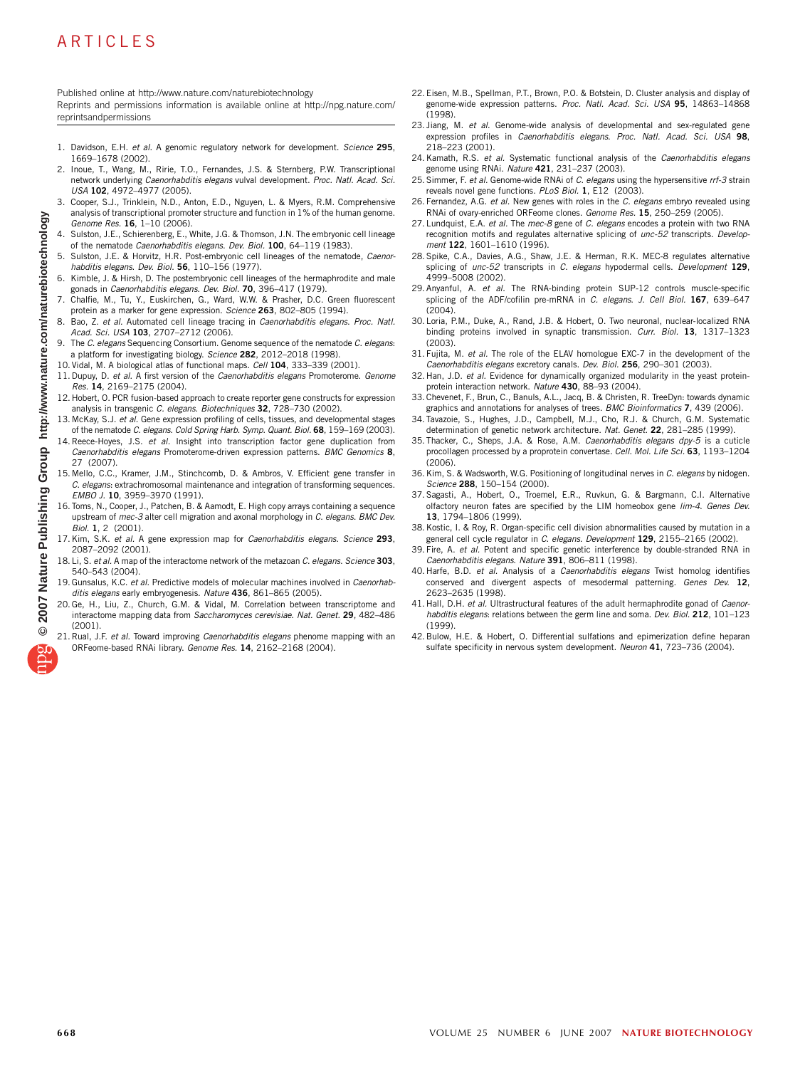Published online at http://www.nature.com/naturebiotechnology
Reprints and permissions information is available online at http://npg.nature.com/reprintsandpermissions

1. Davidson, E.H. *et al.* A genomic regulatory network for development. *Science* **295**, 1669–1678 (2002).
2. Inoue, T., Wang, M., Ririe, T.O., Fernandes, J.S. & Sternberg, P.W. Transcriptional network underlying *Caenorhabditis elegans* vulval development. *Proc. Natl. Acad. Sci. USA* **102**, 4972–4977 (2005).
3. Cooper, S.J., Trinklein, N.D., Anton, E.D., Nguyen, L. & Myers, R.M. Comprehensive analysis of transcriptional promoter structure and function in 1% of the human genome. *Genome Res.* **16**, 1–10 (2006).
4. Sulston, J.E., Schierenberg, E., White, J.G. & Thomson, J.N. The embryonic cell lineage of the nematode *Caenorhabditis elegans*. *Dev. Biol.* **100**, 64–119 (1983).
5. Sulston, J.E. & Horvitz, H.R. Post-embryonic cell lineages of the nematode, *Caenorhabditis elegans*. *Dev. Biol.* **56**, 110–156 (1977).
6. Kimble, J. & Hirsh, D. The postembryonic cell lineages of the hermaphrodite and male gonads in *Caenorhabditis elegans*. *Dev. Biol.* **70**, 396–417 (1979).
7. Chalfie, M., Tu, Y., Euskirchen, G., Ward, W.W. & Prasher, D.C. Green fluorescent protein as a marker for gene expression. *Science* **263**, 802–805 (1994).
8. Bao, Z. *et al.* Automated cell lineage tracing in *Caenorhabditis elegans*. *Proc. Natl. Acad. Sci. USA* **103**, 2707–2712 (2006).
9. The *C. elegans* Sequencing Consortium. Genome sequence of the nematode *C. elegans*: a platform for investigating biology. *Science* **282**, 2012–2018 (1998).
10. Vidal, M. A biological atlas of functional maps. *Cell* **104**, 333–339 (2001).
11. Dupuy, D. *et al.* A first version of the *Caenorhabditis elegans* Promoterome. *Genome Res.* **14**, 2169–2175 (2004).
12. Hobert, O. PCR fusion-based approach to create reporter gene constructs for expression analysis in transgenic *C. elegans*. *Biotechniques* **32**, 728–730 (2002).
13. McKay, S.J. *et al.* Gene expression profiling of cells, tissues, and developmental stages of the nematode *C. elegans*. *Cold Spring Harb. Symp. Quant. Biol.* **68**, 159–169 (2003).
14. Reece-Hoyes, J.S. *et al.* Insight into transcription factor gene duplication from *Caenorhabditis elegans* Promoterome-driven expression patterns. *BMC Genomics* **8**, 27 (2007).
15. Mello, C.C., Kramer, J.M., Stinchcomb, D. & Ambros, V. Efficient gene transfer in *C. elegans*: extrachromosomal maintenance and integration of transforming sequences. *EMBO J.* **10**, 3959–3970 (1991).
16. Toms, N., Cooper, J., Patchen, B. & Aamodt, E. High copy arrays containing a sequence upstream of *mec-3* alter cell migration and axonal morphology in *C. elegans*. *BMC Dev. Biol.* **1**, 2 (2001).
17. Kim, S.K. *et al.* A gene expression map for *Caenorhabditis elegans*. *Science* **293**, 2087–2092 (2001).
18. Li, S. *et al.* A map of the interactome network of the metazoan *C. elegans*. *Science* **303**, 540–543 (2004).
19. Gunsalus, K.C. *et al.* Predictive models of molecular machines involved in *Caenorhabditis elegans* early embryogenesis. *Nature* **436**, 861–865 (2005).
20. Ge, H., Liu, Z., Church, G.M. & Vidal, M. Correlation between transcriptome and interactome mapping data from *Saccharomyces cerevisiae*. *Nat. Genet.* **29**, 482–486 (2001).
21. Rual, J.F. *et al.* Toward improving *Caenorhabditis elegans* phenome mapping with an ORFeome-based RNAi library. *Genome Res.* **14**, 2162–2168 (2004).
22. Eisen, M.B., Spellman, P.T., Brown, P.O. & Botstein, D. Cluster analysis and display of genome-wide expression patterns. *Proc. Natl. Acad. Sci. USA* **95**, 14863–14868 (1998).
23. Jiang, M. *et al.* Genome-wide analysis of developmental and sex-regulated gene expression profiles in *Caenorhabditis elegans*. *Proc. Natl. Acad. Sci. USA* **98**, 218–223 (2001).
24. Kamath, R.S. *et al.* Systematic functional analysis of the *Caenorhabditis elegans* genome using RNAi. *Nature* **421**, 231–237 (2003).
25. Simmer, F. *et al.* Genome-wide RNAi of *C. elegans* using the hypersensitive *rrf-3* strain reveals novel gene functions. *PLoS Biol.* **1**, E12 (2003).
26. Fernandez, A.G. *et al.* New genes with roles in the *C. elegans* embryo revealed using RNAi of ovary-enriched ORFeome clones. *Genome Res.* **15**, 250–259 (2005).
27. Lundquist, E.A. *et al.* The *mec-8* gene of *C. elegans* encodes a protein with two RNA recognition motifs and regulates alternative splicing of *unc-52* transcripts. *Development* **122**, 1601–1610 (1996).
28. Spike, C.A., Davies, A.G., Shaw, J.E. & Herman, R.K. MEC-8 regulates alternative splicing of *unc-52* transcripts in *C. elegans* hypodermal cells. *Development* **129**, 4999–5008 (2002).
29. Anyanful, A. *et al.* The RNA-binding protein SUP-12 controls muscle-specific splicing of the ADF/cofilin pre-mRNA in *C. elegans*. *J. Cell Biol.* **167**, 639–647 (2004).
30. Loria, P.M., Duke, A., Rand, J.B. & Hobert, O. Two neuronal, nuclear-localized RNA binding proteins involved in synaptic transmission. *Curr. Biol.* **13**, 1317–1323 (2003).
31. Fujita, M. *et al.* The role of the ELAV homologue EXC-7 in the development of the *Caenorhabditis elegans* excretory canals. *Dev. Biol.* **256**, 290–301 (2003).
32. Han, J.D. *et al.* Evidence for dynamically organized modularity in the yeast protein-protein interaction network. *Nature* **430**, 88–93 (2004).
33. Chevenet, F., Brun, C., Banuls, A.L., Jacq, B. & Christen, R. TreeDyn: towards dynamic graphics and annotations for analyses of trees. *BMC Bioinformatics* **7**, 439 (2006).
34. Tavazoie, S., Hughes, J.D., Campbell, M.J., Cho, R.J. & Church, G.M. Systematic determination of genetic network architecture. *Nat. Genet.* **22**, 281–285 (1999).
35. Thacker, C., Sheps, J.A. & Rose, A.M. *Caenorhabditis elegans dpy-5* is a cuticle procollagen processed by a proprotein convertase. *Cell. Mol. Life Sci.* **63**, 1193–1204 (2006).
36. Kim, S. & Wadsworth, W.G. Positioning of longitudinal nerves in *C. elegans* by nidogen. *Science* **288**, 150–154 (2000).
37. Sagasti, A., Hobert, O., Troemel, E.R., Ruvkun, G. & Bargmann, C.I. Alternative olfactory neuron fates are specified by the LIM homeobox gene *lim-4*. *Genes Dev.* **13**, 1794–1806 (1999).
38. Kostic, I. & Roy, R. Organ-specific cell division abnormalities caused by mutation in a general cell cycle regulator in *C. elegans*. *Development* **129**, 2155–2165 (2002).
39. Fire, A. *et al.* Potent and specific genetic interference by double-stranded RNA in *Caenorhabditis elegans*. *Nature* **391**, 806–811 (1998).
40. Harfe, B.D. *et al.* Analysis of a *Caenorhabditis elegans* Twist homolog identifies conserved and divergent aspects of mesodermal patterning. *Genes Dev.* **12**, 2623–2635 (1998).
41. Hall, D.H. *et al.* Ultrastructural features of the adult hermaphrodite gonad of *Caenorhabditis elegans*: relations between the germ line and soma. *Dev. Biol.* **212**, 101–123 (1999).
42. Bulow, H.E. & Hobert, O. Differential sulfations and epimerization define heparan sulfate specificity in nervous system development. *Neuron* **41**, 723–736 (2004).